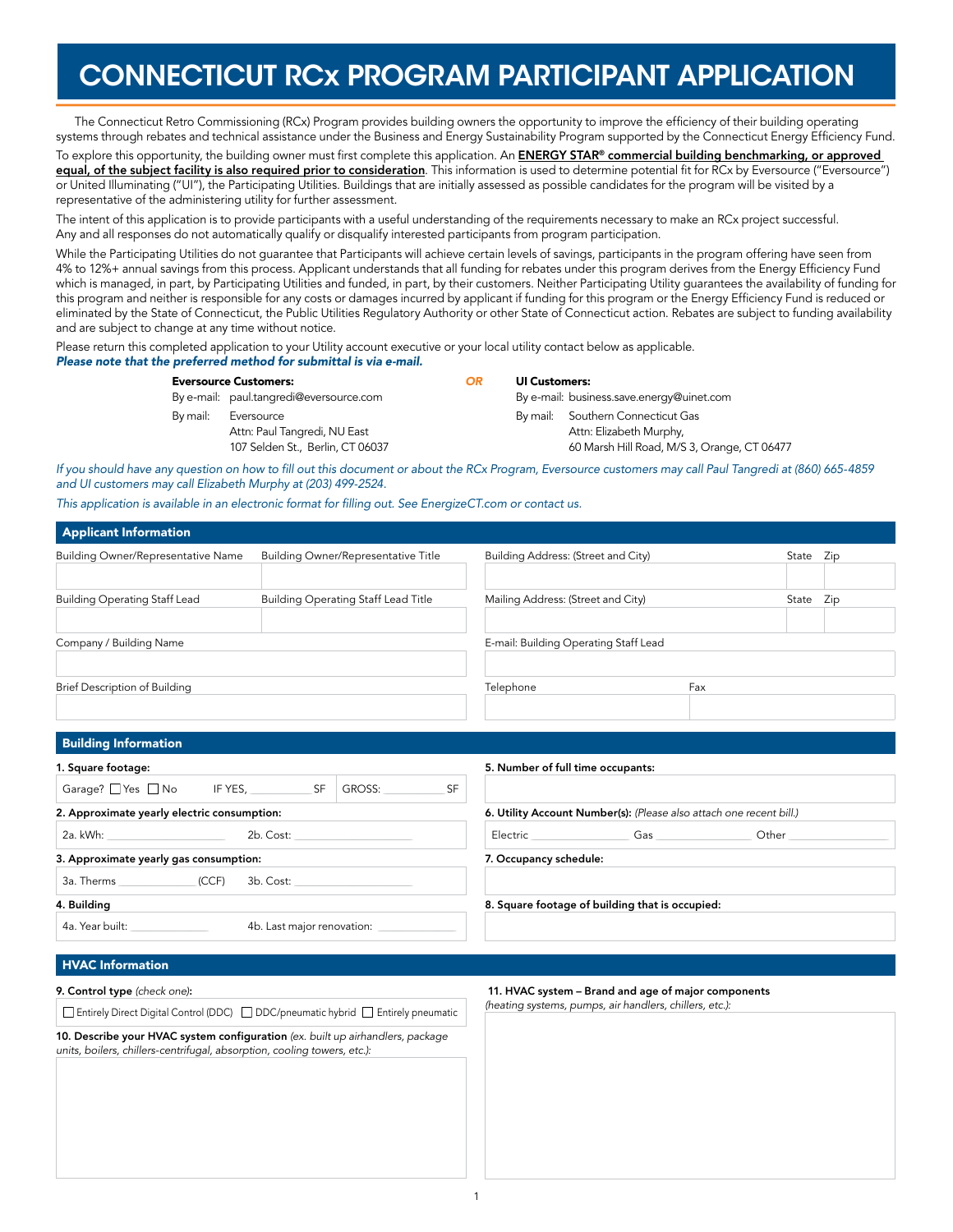# CONNECTICUT RCx PROGRAM PARTICIPANT APPLICATION

The Connecticut Retro Commissioning (RCx) Program provides building owners the opportunity to improve the efficiency of their building operating systems through rebates and technical assistance under the Business and Energy Sustainability Program supported by the Connecticut Energy Efficiency Fund.

To explore this opportunity, the building owner must first complete this application. An **ENERGY STAR® commercial building benchmarking, or approved equal, of the subject facility is also required prior to consideration**. This information is used to determine potential fit for RCx by Eversource ("Eversource") or United Illuminating ("UI"), the Participating Utilities. Buildings that are initially assessed as possible candidates for the program will be visited by a representative of the administering utility for further assessment.

The intent of this application is to provide participants with a useful understanding of the requirements necessary to make an RCx project successful. Any and all responses do not automatically qualify or disqualify interested participants from program participation.

While the Participating Utilities do not guarantee that Participants will achieve certain levels of savings, participants in the program offering have seen from 4% to 12%+ annual savings from this process. Applicant understands that all funding for rebates under this program derives from the Energy Efficiency Fund which is managed, in part, by Participating Utilities and funded, in part, by their customers. Neither Participating Utility guarantees the availability of funding for this program and neither is responsible for any costs or damages incurred by applicant if funding for this program or the Energy Efficiency Fund is reduced or eliminated by the State of Connecticut, the Public Utilities Regulatory Authority or other State of Connecticut action. Rebates are subject to funding availability and are subject to change at any time without notice.

Please return this completed application to your Utility account executive or your local utility contact below as applicable.
***Please note that the preferred method for submittal is via e-mail.***

**Eversource Customers:**
By e-mail: paul.tangredi@eversource.com
By mail: Eversource
Attn: Paul Tangredi, NU East
107 Selden St., Berlin, CT 06037

**OR**

**UI Customers:**
By e-mail: business.save.energy@uinet.com
By mail: Southern Connecticut Gas
Attn: Elizabeth Murphy,
60 Marsh Hill Road, M/S 3, Orange, CT 06477

*If you should have any question on how to fill out this document or about the RCx Program, Eversource customers may call Paul Tangredi at (860) 665-4859 and UI customers may call Elizabeth Murphy at (203) 499-2524.*

*This application is available in an electronic format for filling out. See EnergizeCT.com or contact us.*

## Applicant Information

| Building Owner/Representative Name | Building Owner/Representative Title | Building Address: (Street and City) | State | Zip |
|---|---|---|---|---|
| | | | | |

| Building Operating Staff Lead | Building Operating Staff Lead Title | Mailing Address: (Street and City) | State | Zip |
|---|---|---|---|---|
| | | | | |

| Company / Building Name | E-mail: Building Operating Staff Lead |
|---|---|
| | |

| Brief Description of Building | Telephone | Fax |
|---|---|---|
| | | |

## Building Information

**1. Square footage:**
Garage? ☐ Yes ☐ No IF YES, ____________ SF GROSS: ____________ SF

**2. Approximate yearly electric consumption:**
2a. kWh: ____________ 2b. Cost: ____________

**3. Approximate yearly gas consumption:**
3a. Therms ____________ (CCF) 3b. Cost: ____________

**4. Building**
4a. Year built: ____________ 4b. Last major renovation: ____________

**5. Number of full time occupants:**

**6. Utility Account Number(s):** *(Please also attach one recent bill.)*
Electric ____________ Gas ____________ Other ____________

**7. Occupancy schedule:**

**8. Square footage of building that is occupied:**

## HVAC Information

**9. Control type** *(check one)***:**
☐ Entirely Direct Digital Control (DDC) ☐ DDC/pneumatic hybrid ☐ Entirely pneumatic

**10. Describe your HVAC system configuration** *(ex. built up airhandlers, package units, boilers, chillers-centrifugal, absorption, cooling towers, etc.)*:

**11. HVAC system – Brand and age of major components** *(heating systems, pumps, air handlers, chillers, etc.)*: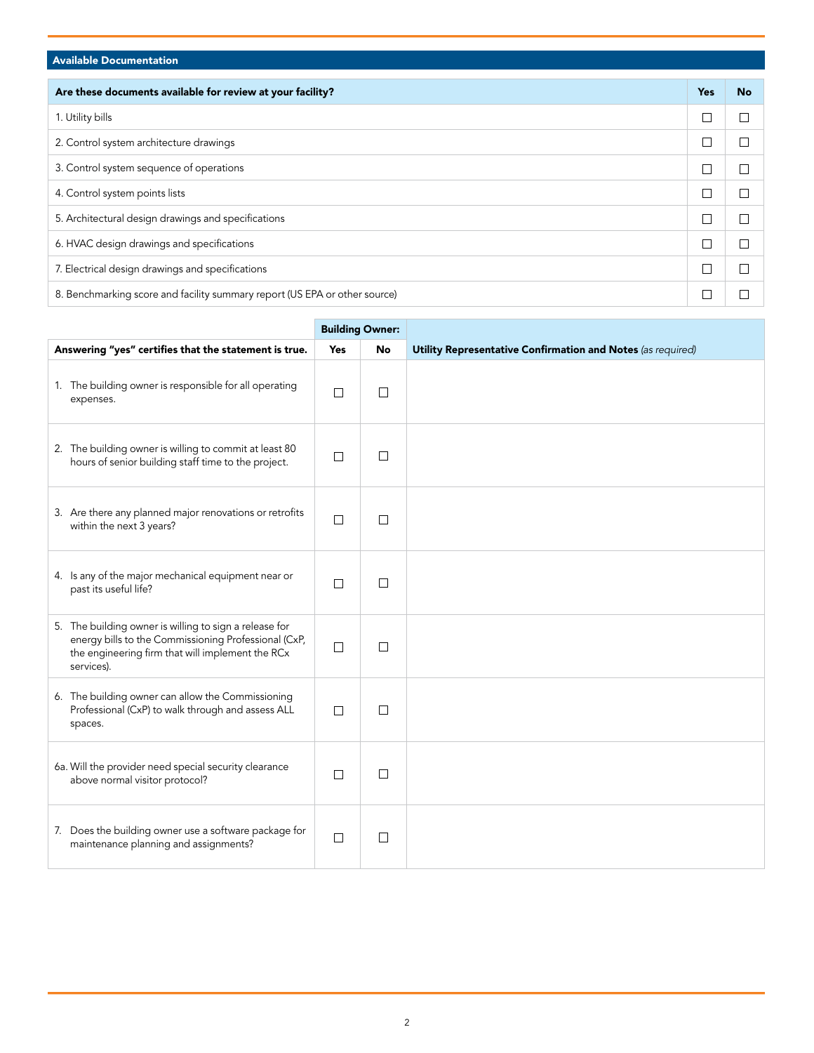## Available Documentation

| Are these documents available for review at your facility? | Yes | No |
|---|---|---|
| 1. Utility bills | ☐ | ☐ |
| 2. Control system architecture drawings | ☐ | ☐ |
| 3. Control system sequence of operations | ☐ | ☐ |
| 4. Control system points lists | ☐ | ☐ |
| 5. Architectural design drawings and specifications | ☐ | ☐ |
| 6. HVAC design drawings and specifications | ☐ | ☐ |
| 7. Electrical design drawings and specifications | ☐ | ☐ |
| 8. Benchmarking score and facility summary report (US EPA or other source) | ☐ | ☐ |

| | **Building Owner:** | | |
|---|---|---|---|
| **Answering "yes" certifies that the statement is true.** | **Yes** | **No** | **Utility Representative Confirmation and Notes** *(as required)* |
| 1. The building owner is responsible for all operating expenses. | ☐ | ☐ | |
| 2. The building owner is willing to commit at least 80 hours of senior building staff time to the project. | ☐ | ☐ | |
| 3. Are there any planned major renovations or retrofits within the next 3 years? | ☐ | ☐ | |
| 4. Is any of the major mechanical equipment near or past its useful life? | ☐ | ☐ | |
| 5. The building owner is willing to sign a release for energy bills to the Commissioning Professional (CxP, the engineering firm that will implement the RCx services). | ☐ | ☐ | |
| 6. The building owner can allow the Commissioning Professional (CxP) to walk through and assess ALL spaces. | ☐ | ☐ | |
| 6a. Will the provider need special security clearance above normal visitor protocol? | ☐ | ☐ | |
| 7. Does the building owner use a software package for maintenance planning and assignments? | ☐ | ☐ | |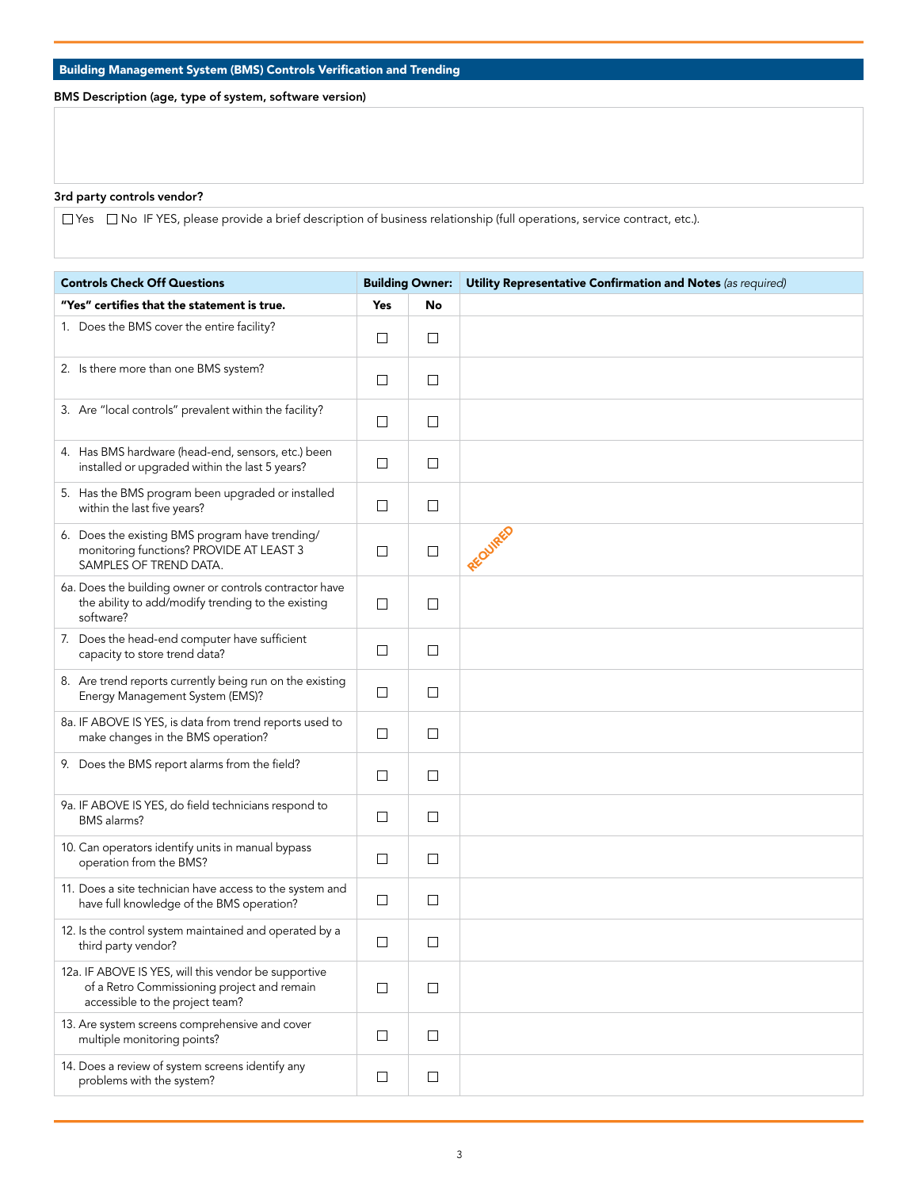## Building Management System (BMS) Controls Verification and Trending

**BMS Description (age, type of system, software version)**

**3rd party controls vendor?**

☐ Yes ☐ No IF YES, please provide a brief description of business relationship (full operations, service contract, etc.).

| Controls Check Off Questions | Building Owner: | | Utility Representative Confirmation and Notes *(as required)* |
|---|---|---|---|
| **"Yes" certifies that the statement is true.** | **Yes** | **No** | |
| 1. Does the BMS cover the entire facility? | ☐ | ☐ | |
| 2. Is there more than one BMS system? | ☐ | ☐ | |
| 3. Are "local controls" prevalent within the facility? | ☐ | ☐ | |
| 4. Has BMS hardware (head-end, sensors, etc.) been installed or upgraded within the last 5 years? | ☐ | ☐ | |
| 5. Has the BMS program been upgraded or installed within the last five years? | ☐ | ☐ | |
| 6. Does the existing BMS program have trending/ monitoring functions? PROVIDE AT LEAST 3 SAMPLES OF TREND DATA. | ☐ | ☐ | REQUIRED |
| 6a. Does the building owner or controls contractor have the ability to add/modify trending to the existing software? | ☐ | ☐ | |
| 7. Does the head-end computer have sufficient capacity to store trend data? | ☐ | ☐ | |
| 8. Are trend reports currently being run on the existing Energy Management System (EMS)? | ☐ | ☐ | |
| 8a. IF ABOVE IS YES, is data from trend reports used to make changes in the BMS operation? | ☐ | ☐ | |
| 9. Does the BMS report alarms from the field? | ☐ | ☐ | |
| 9a. IF ABOVE IS YES, do field technicians respond to BMS alarms? | ☐ | ☐ | |
| 10. Can operators identify units in manual bypass operation from the BMS? | ☐ | ☐ | |
| 11. Does a site technician have access to the system and have full knowledge of the BMS operation? | ☐ | ☐ | |
| 12. Is the control system maintained and operated by a third party vendor? | ☐ | ☐ | |
| 12a. IF ABOVE IS YES, will this vendor be supportive of a Retro Commissioning project and remain accessible to the project team? | ☐ | ☐ | |
| 13. Are system screens comprehensive and cover multiple monitoring points? | ☐ | ☐ | |
| 14. Does a review of system screens identify any problems with the system? | ☐ | ☐ | |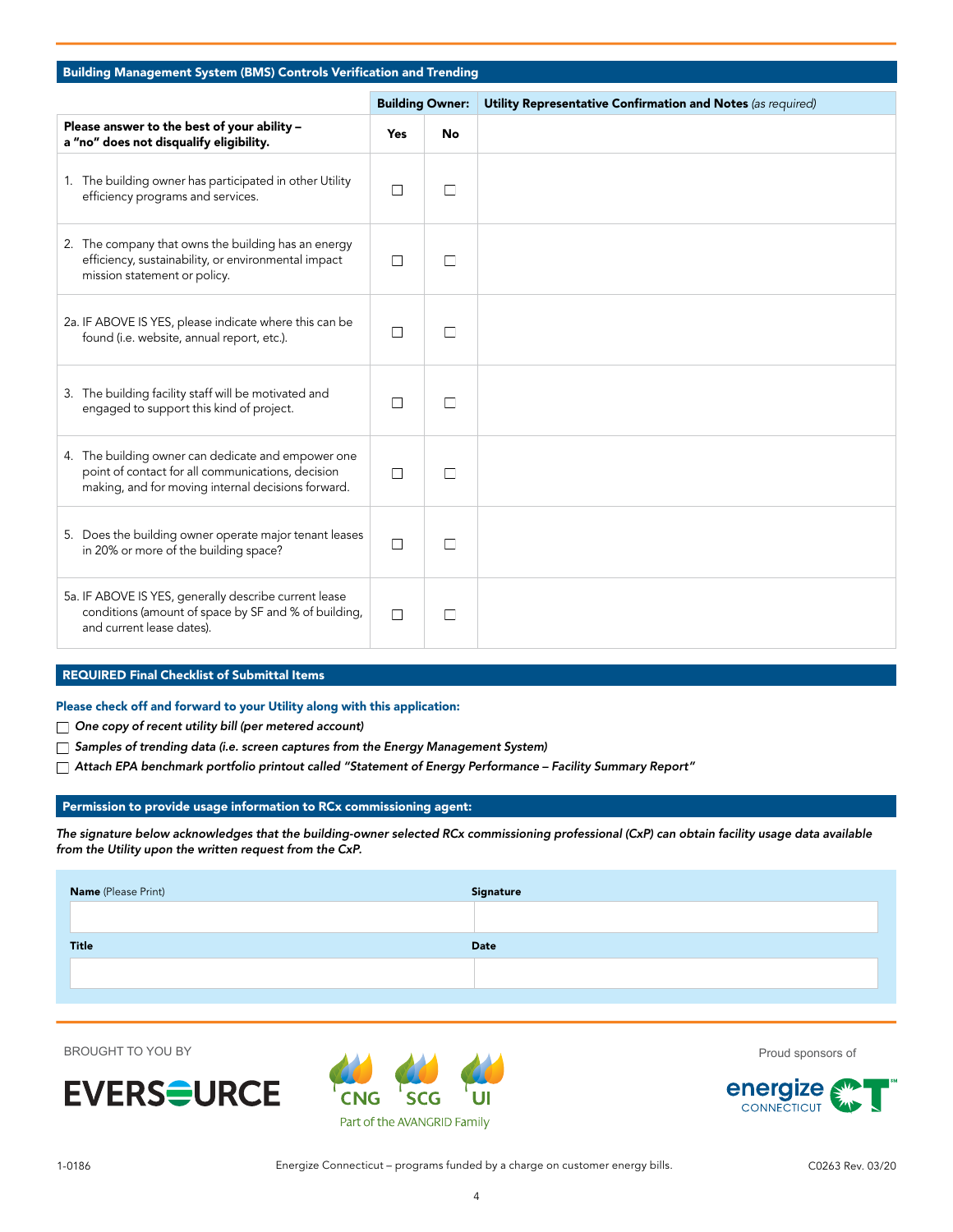## Building Management System (BMS) Controls Verification and Trending

| | Building Owner: | | Utility Representative Confirmation and Notes *(as required)* |
|---|---|---|---|
| **Please answer to the best of your ability – a "no" does not disqualify eligibility.** | **Yes** | **No** | |
| 1. The building owner has participated in other Utility efficiency programs and services. | ☐ | ☐ | |
| 2. The company that owns the building has an energy efficiency, sustainability, or environmental impact mission statement or policy. | ☐ | ☐ | |
| 2a. IF ABOVE IS YES, please indicate where this can be found (i.e. website, annual report, etc.). | ☐ | ☐ | |
| 3. The building facility staff will be motivated and engaged to support this kind of project. | ☐ | ☐ | |
| 4. The building owner can dedicate and empower one point of contact for all communications, decision making, and for moving internal decisions forward. | ☐ | ☐ | |
| 5. Does the building owner operate major tenant leases in 20% or more of the building space? | ☐ | ☐ | |
| 5a. IF ABOVE IS YES, generally describe current lease conditions (amount of space by SF and % of building, and current lease dates). | ☐ | ☐ | |

## REQUIRED Final Checklist of Submittal Items

**Please check off and forward to your Utility along with this application:**

☐ *One copy of recent utility bill (per metered account)*

☐ *Samples of trending data (i.e. screen captures from the Energy Management System)*

☐ *Attach EPA benchmark portfolio printout called "Statement of Energy Performance – Facility Summary Report"*

## Permission to provide usage information to RCx commissioning agent:

*The signature below acknowledges that the building-owner selected RCx commissioning professional (CxP) can obtain facility usage data available from the Utility upon the written request from the CxP.*

| | |
|---|---|
| **Name** (Please Print) | **Signature** |
| | |
| **Title** | **Date** |
| | |

BROUGHT TO YOU BY

EVERSOURCE

CNG SCG UI

Part of the AVANGRID Family

Proud sponsors of

energize CONNECTICUT

1-0186 Energize Connecticut – programs funded by a charge on customer energy bills. C0263 Rev. 03/20